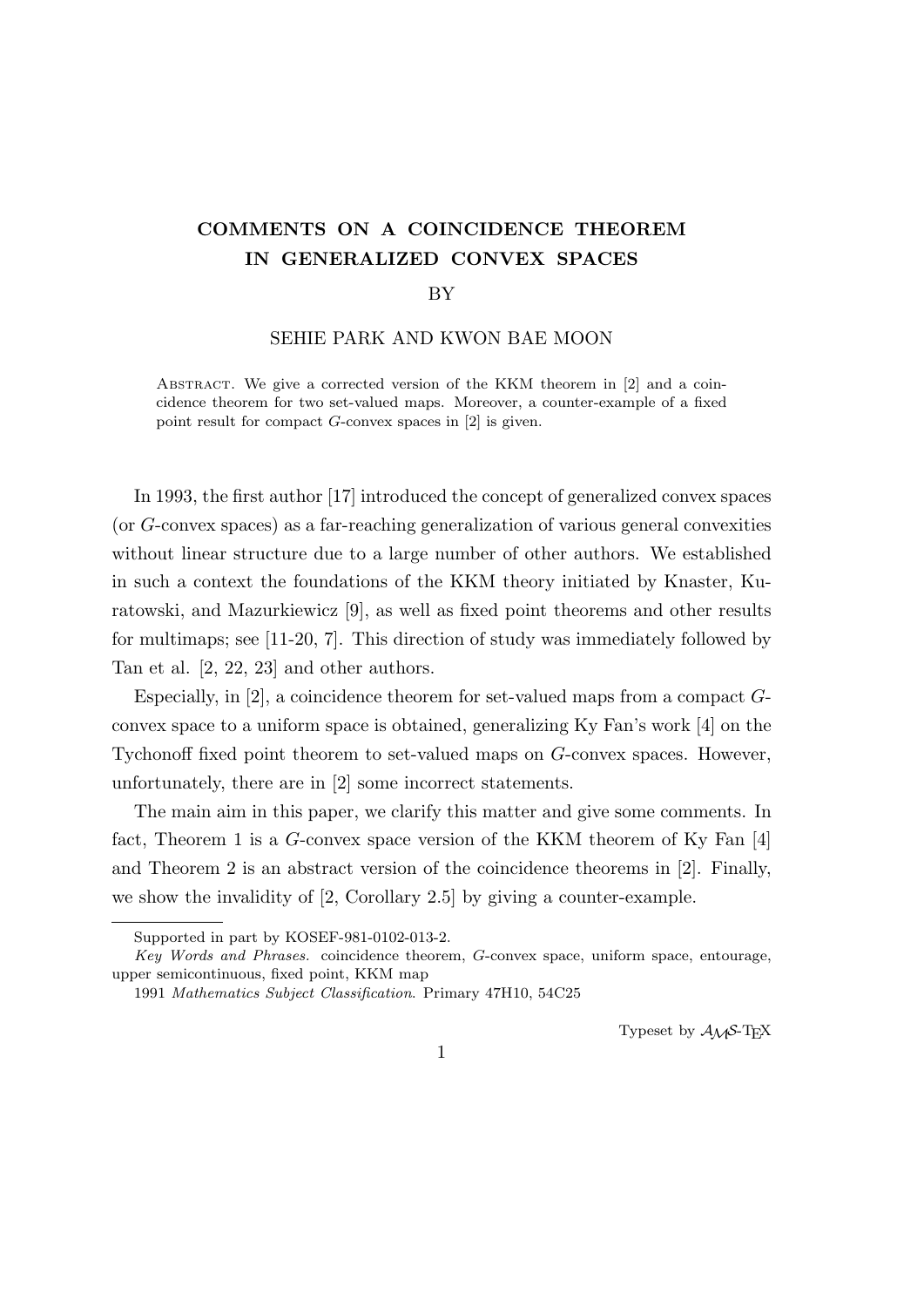# COMMENTS ON A COINCIDENCE THEOREM IN GENERALIZED CONVEX SPACES

BY

SEHIE PARK AND KWON BAE MOON

Abstract. We give a corrected version of the KKM theorem in [2] and a coincidence theorem for two set-valued maps. Moreover, a counter-example of a fixed point result for compact $G$-convex spaces in [2] is given.

In 1993, the first author [17] introduced the concept of generalized convex spaces (or $G$-convex spaces) as a far-reaching generalization of various general convexities without linear structure due to a large number of other authors. We established in such a context the foundations of the KKM theory initiated by Knaster, Kuratowski, and Mazurkiewicz [9], as well as fixed point theorems and other results for multimaps; see [11-20, 7]. This direction of study was immediately followed by Tan et al. [2, 22, 23] and other authors.

Especially, in [2], a coincidence theorem for set-valued maps from a compact $G$-convex space to a uniform space is obtained, generalizing Ky Fan's work [4] on the Tychonoff fixed point theorem to set-valued maps on $G$-convex spaces. However, unfortunately, there are in [2] some incorrect statements.

The main aim in this paper, we clarify this matter and give some comments. In fact, Theorem 1 is a $G$-convex space version of the KKM theorem of Ky Fan [4] and Theorem 2 is an abstract version of the coincidence theorems in [2]. Finally, we show the invalidity of [2, Corollary 2.5] by giving a counter-example.

---

Supported in part by KOSEF-981-0102-013-2.

*Key Words and Phrases.* coincidence theorem, $G$-convex space, uniform space, entourage, upper semicontinuous, fixed point, KKM map

1991 *Mathematics Subject Classification*. Primary 47H10, 54C25

Typeset by $\mathcal{A}\mathcal{M}\mathcal{S}$-TEX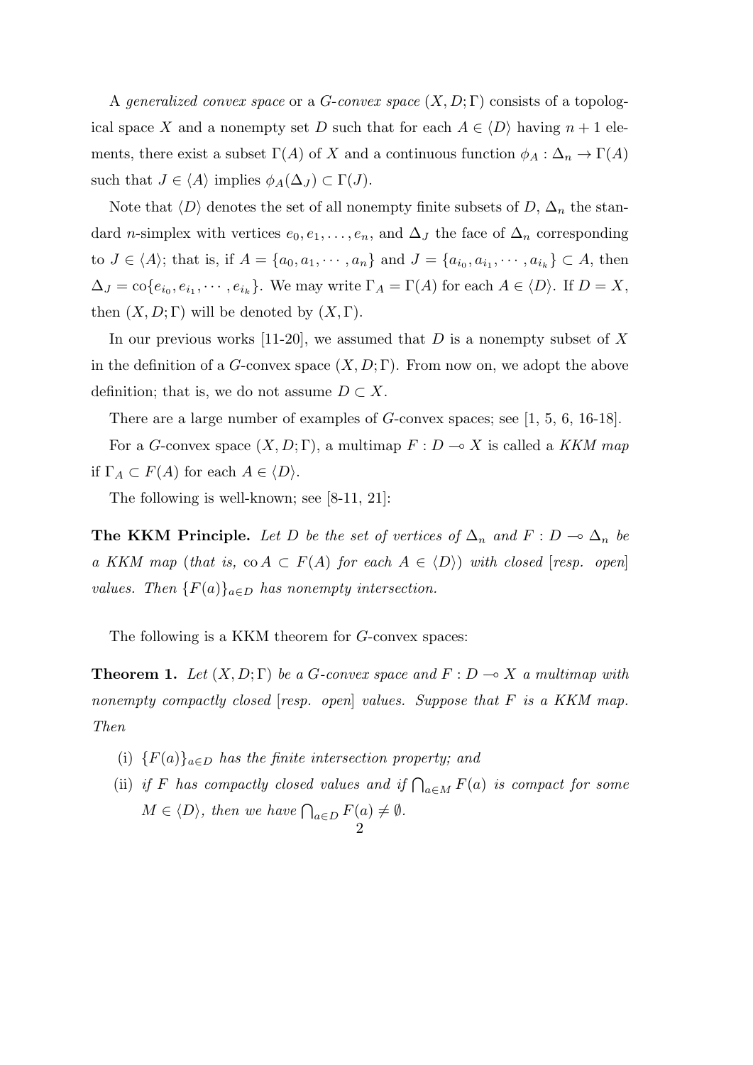A *generalized convex space* or a *G-convex space* $(X, D; \Gamma)$ consists of a topological space $X$ and a nonempty set $D$ such that for each $A \in \langle D \rangle$ having $n+1$ elements, there exist a subset $\Gamma(A)$ of $X$ and a continuous function $\phi_A : \Delta_n \to \Gamma(A)$ such that $J \in \langle A \rangle$ implies $\phi_A(\Delta_J) \subset \Gamma(J)$.

Note that $\langle D \rangle$ denotes the set of all nonempty finite subsets of $D$, $\Delta_n$ the standard $n$-simplex with vertices $e_0, e_1, \ldots, e_n$, and $\Delta_J$ the face of $\Delta_n$ corresponding to $J \in \langle A \rangle$; that is, if $A = \{a_0, a_1, \cdots, a_n\}$ and $J = \{a_{i_0}, a_{i_1}, \cdots, a_{i_k}\} \subset A$, then $\Delta_J = \mathrm{co}\{e_{i_0}, e_{i_1}, \cdots, e_{i_k}\}$. We may write $\Gamma_A = \Gamma(A)$ for each $A \in \langle D \rangle$. If $D = X$, then $(X, D; \Gamma)$ will be denoted by $(X, \Gamma)$.

In our previous works [11-20], we assumed that $D$ is a nonempty subset of $X$ in the definition of a $G$-convex space $(X, D; \Gamma)$. From now on, we adopt the above definition; that is, we do not assume $D \subset X$.

There are a large number of examples of $G$-convex spaces; see [1, 5, 6, 16-18].

For a $G$-convex space $(X, D; \Gamma)$, a multimap $F : D \multimap X$ is called a *KKM map* if $\Gamma_A \subset F(A)$ for each $A \in \langle D \rangle$.

The following is well-known; see [8-11, 21]:

**The KKM Principle.** *Let $D$ be the set of vertices of $\Delta_n$ and $F : D \multimap \Delta_n$ be a KKM map* (*that is,* $\mathrm{co}\, A \subset F(A)$ *for each* $A \in \langle D \rangle$) *with closed* [*resp. open*] *values. Then $\{F(a)\}_{a \in D}$ has nonempty intersection.*

The following is a KKM theorem for $G$-convex spaces:

**Theorem 1.** *Let $(X, D; \Gamma)$ be a $G$-convex space and $F : D \multimap X$ a multimap with nonempty compactly closed* [*resp. open*] *values. Suppose that $F$ is a KKM map. Then*

- (i) *$\{F(a)\}_{a \in D}$ has the finite intersection property; and*
- (ii) *if $F$ has compactly closed values and if $\bigcap_{a \in M} F(a)$ is compact for some $M \in \langle D \rangle$, then we have $\bigcap_{a \in D} F(a) \neq \emptyset$.*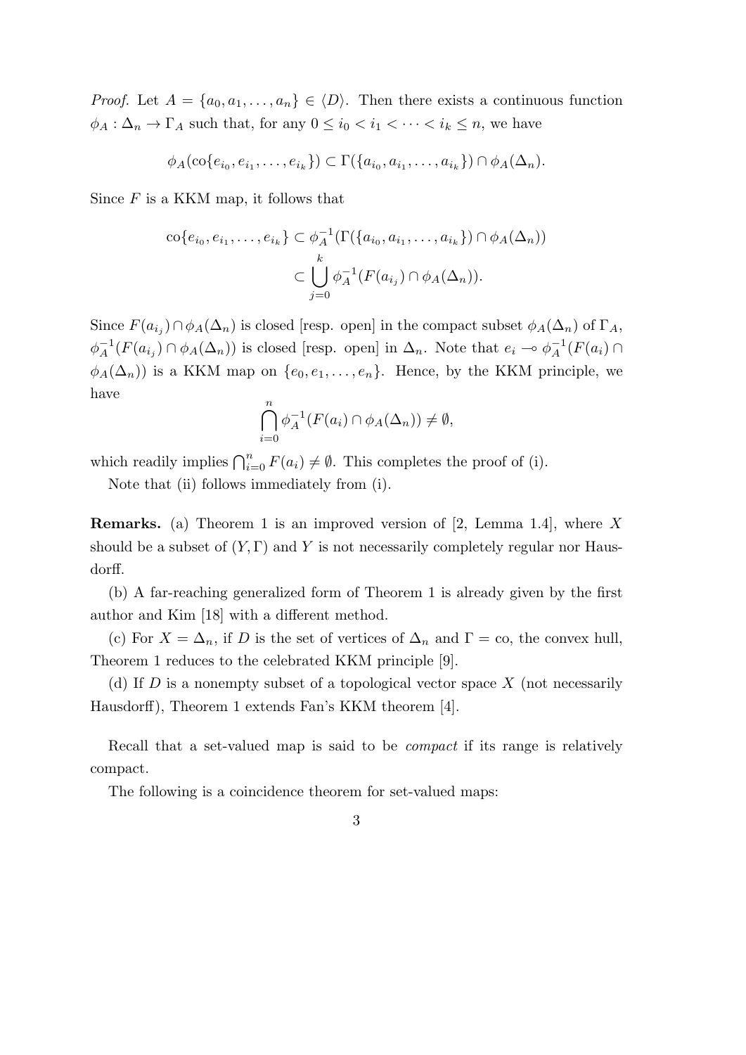*Proof.* Let $A = \{a_0, a_1, \ldots, a_n\} \in \langle D \rangle$. Then there exists a continuous function $\phi_A : \Delta_n \to \Gamma_A$ such that, for any $0 \le i_0 < i_1 < \cdots < i_k \le n$, we have

$$\phi_A(\mathrm{co}\{e_{i_0}, e_{i_1}, \ldots, e_{i_k}\}) \subset \Gamma(\{a_{i_0}, a_{i_1}, \ldots, a_{i_k}\}) \cap \phi_A(\Delta_n).$$

Since $F$ is a KKM map, it follows that

$$\begin{aligned} \mathrm{co}\{e_{i_0}, e_{i_1}, \ldots, e_{i_k}\} &\subset \phi_A^{-1}(\Gamma(\{a_{i_0}, a_{i_1}, \ldots, a_{i_k}\}) \cap \phi_A(\Delta_n)) \\ &\subset \bigcup_{j=0}^{k} \phi_A^{-1}(F(a_{i_j}) \cap \phi_A(\Delta_n)). \end{aligned}$$

Since $F(a_{i_j}) \cap \phi_A(\Delta_n)$ is closed [resp. open] in the compact subset $\phi_A(\Delta_n)$ of $\Gamma_A$, $\phi_A^{-1}(F(a_{i_j}) \cap \phi_A(\Delta_n))$ is closed [resp. open] in $\Delta_n$. Note that $e_i \multimap \phi_A^{-1}(F(a_i) \cap \phi_A(\Delta_n))$ is a KKM map on $\{e_0, e_1, \ldots, e_n\}$. Hence, by the KKM principle, we have

$$\bigcap_{i=0}^{n} \phi_A^{-1}(F(a_i) \cap \phi_A(\Delta_n)) \neq \emptyset,$$

which readily implies $\bigcap_{i=0}^{n} F(a_i) \neq \emptyset$. This completes the proof of (i).

Note that (ii) follows immediately from (i).

**Remarks.** (a) Theorem 1 is an improved version of [2, Lemma 1.4], where $X$ should be a subset of $(Y, \Gamma)$ and $Y$ is not necessarily completely regular nor Hausdorff.

(b) A far-reaching generalized form of Theorem 1 is already given by the first author and Kim [18] with a different method.

(c) For $X = \Delta_n$, if $D$ is the set of vertices of $\Delta_n$ and $\Gamma = \mathrm{co}$, the convex hull, Theorem 1 reduces to the celebrated KKM principle [9].

(d) If $D$ is a nonempty subset of a topological vector space $X$ (not necessarily Hausdorff), Theorem 1 extends Fan's KKM theorem [4].

Recall that a set-valued map is said to be *compact* if its range is relatively compact.

The following is a coincidence theorem for set-valued maps: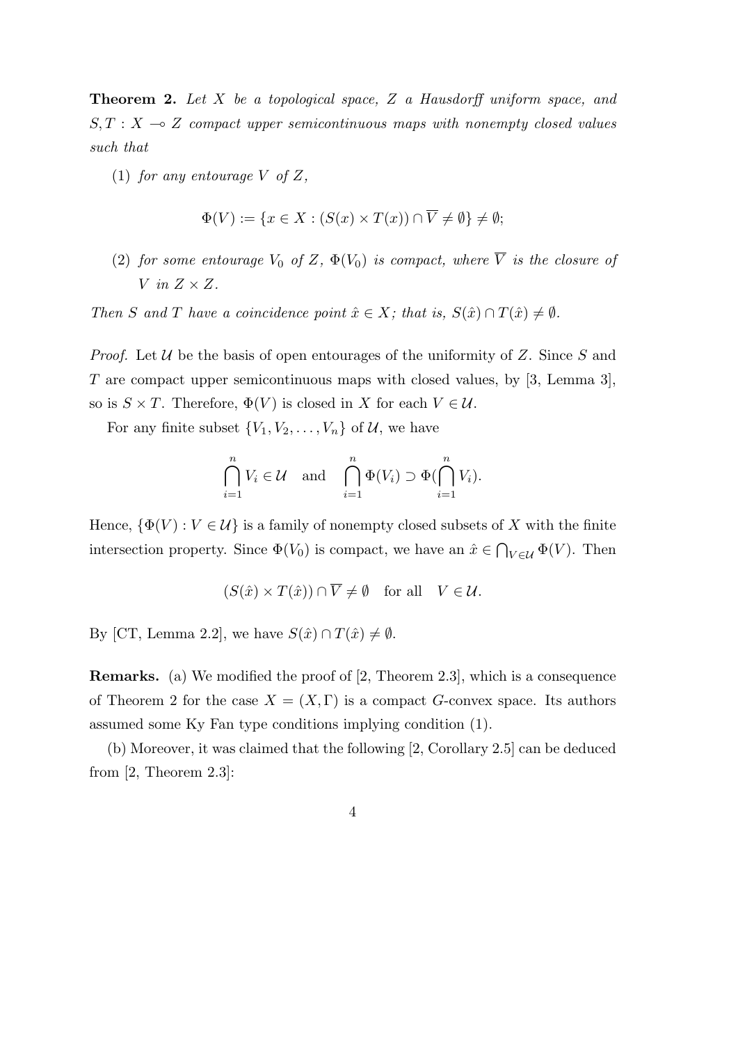**Theorem 2.** *Let $X$ be a topological space, $Z$ a Hausdorff uniform space, and $S, T : X \multimap Z$ compact upper semicontinuous maps with nonempty closed values such that*

(1) *for any entourage $V$ of $Z$,*

$$\Phi(V) := \{x \in X : (S(x) \times T(x)) \cap \overline{V} \neq \emptyset\} \neq \emptyset;$$

(2) *for some entourage $V_0$ of $Z$, $\Phi(V_0)$ is compact, where $\overline{V}$ is the closure of $V$ in $Z \times Z$.*

*Then $S$ and $T$ have a coincidence point $\hat{x} \in X$; that is, $S(\hat{x}) \cap T(\hat{x}) \neq \emptyset$.*

*Proof.* Let $\mathcal{U}$ be the basis of open entourages of the uniformity of $Z$. Since $S$ and $T$ are compact upper semicontinuous maps with closed values, by [3, Lemma 3], so is $S \times T$. Therefore, $\Phi(V)$ is closed in $X$ for each $V \in \mathcal{U}$.

For any finite subset $\{V_1, V_2, \ldots, V_n\}$ of $\mathcal{U}$, we have

$$\bigcap_{i=1}^{n} V_i \in \mathcal{U} \quad \text{and} \quad \bigcap_{i=1}^{n} \Phi(V_i) \supset \Phi(\bigcap_{i=1}^{n} V_i).$$

Hence, $\{\Phi(V) : V \in \mathcal{U}\}$ is a family of nonempty closed subsets of $X$ with the finite intersection property. Since $\Phi(V_0)$ is compact, we have an $\hat{x} \in \bigcap_{V \in \mathcal{U}} \Phi(V)$. Then

$$(S(\hat{x}) \times T(\hat{x})) \cap \overline{V} \neq \emptyset \quad \text{for all} \quad V \in \mathcal{U}.$$

By [CT, Lemma 2.2], we have $S(\hat{x}) \cap T(\hat{x}) \neq \emptyset$.

**Remarks.** (a) We modified the proof of [2, Theorem 2.3], which is a consequence of Theorem 2 for the case $X = (X, \Gamma)$ is a compact $G$-convex space. Its authors assumed some Ky Fan type conditions implying condition (1).

(b) Moreover, it was claimed that the following [2, Corollary 2.5] can be deduced from [2, Theorem 2.3]: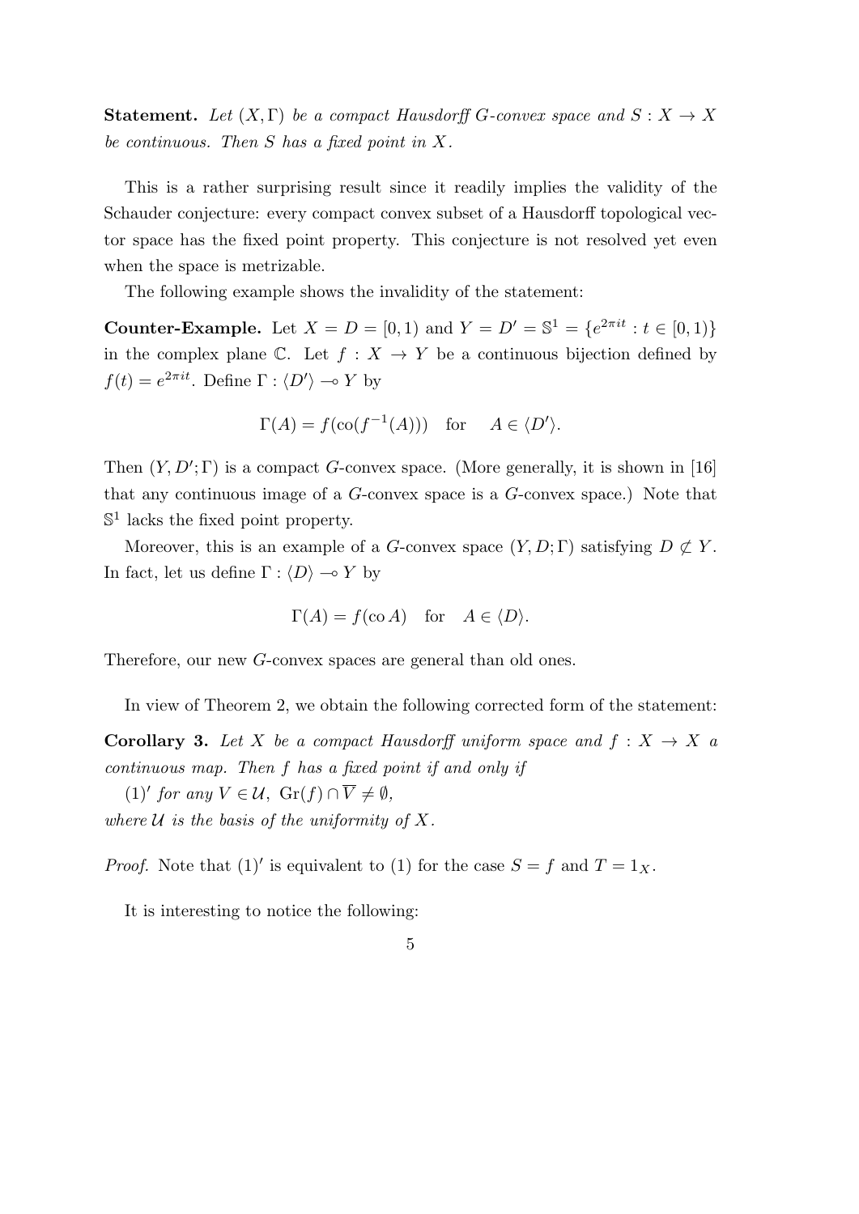**Statement.** *Let $(X, \Gamma)$ be a compact Hausdorff $G$-convex space and $S : X \to X$ be continuous. Then $S$ has a fixed point in $X$.*

This is a rather surprising result since it readily implies the validity of the Schauder conjecture: every compact convex subset of a Hausdorff topological vector space has the fixed point property. This conjecture is not resolved yet even when the space is metrizable.

The following example shows the invalidity of the statement:

**Counter-Example.** Let $X = D = [0, 1)$ and $Y = D' = \mathbb{S}^1 = \{e^{2\pi it} : t \in [0, 1)\}$ in the complex plane $\mathbb{C}$. Let $f : X \to Y$ be a continuous bijection defined by $f(t) = e^{2\pi it}$. Define $\Gamma : \langle D' \rangle \multimap Y$ by

$$\Gamma(A) = f(\operatorname{co}(f^{-1}(A))) \quad \text{for} \quad A \in \langle D' \rangle.$$

Then $(Y, D'; \Gamma)$ is a compact $G$-convex space. (More generally, it is shown in [16] that any continuous image of a $G$-convex space is a $G$-convex space.) Note that $\mathbb{S}^1$ lacks the fixed point property.

Moreover, this is an example of a $G$-convex space $(Y, D; \Gamma)$ satisfying $D \not\subset Y$. In fact, let us define $\Gamma : \langle D \rangle \multimap Y$ by

$$\Gamma(A) = f(\operatorname{co} A) \quad \text{for} \quad A \in \langle D \rangle.$$

Therefore, our new $G$-convex spaces are general than old ones.

In view of Theorem 2, we obtain the following corrected form of the statement:

**Corollary 3.** *Let $X$ be a compact Hausdorff uniform space and $f : X \to X$ a continuous map. Then $f$ has a fixed point if and only if*

*$(1)'$ for any $V \in \mathcal{U}$, $\operatorname{Gr}(f) \cap \overline{V} \neq \emptyset$,*

*where $\mathcal{U}$ is the basis of the uniformity of $X$.*

*Proof.* Note that $(1)'$ is equivalent to $(1)$ for the case $S = f$ and $T = 1_X$.

It is interesting to notice the following: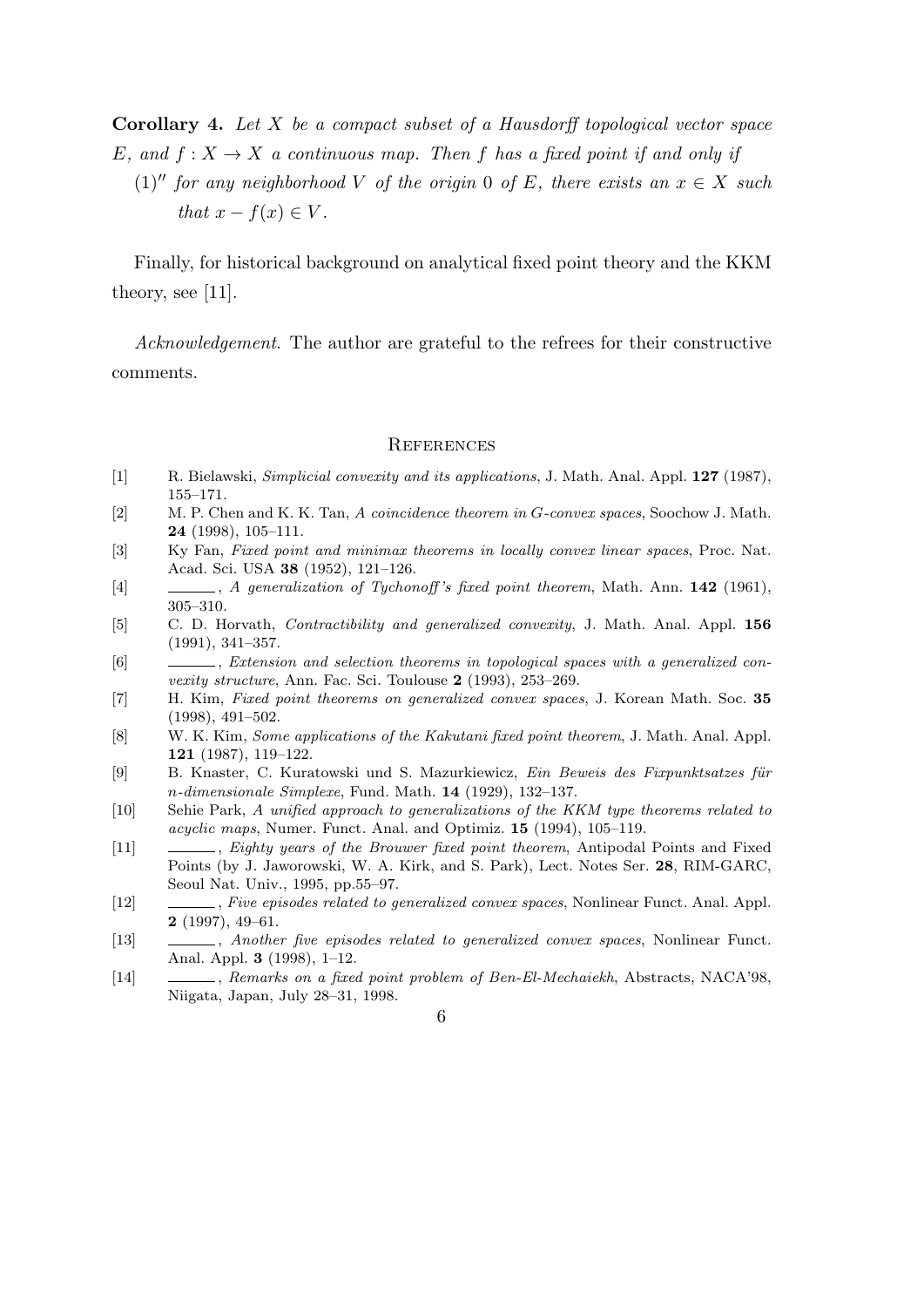**Corollary 4.** *Let $X$ be a compact subset of a Hausdorff topological vector space $E$, and $f : X \to X$ a continuous map. Then $f$ has a fixed point if and only if*

$(1)''$ *for any neighborhood $V$ of the origin $0$ of $E$, there exists an $x \in X$ such that $x - f(x) \in V$.*

Finally, for historical background on analytical fixed point theory and the KKM theory, see [11].

*Acknowledgement.* The author are grateful to the refrees for their constructive comments.

## References

[1] R. Bielawski, *Simplicial convexity and its applications*, J. Math. Anal. Appl. **127** (1987), 155–171.

[2] M. P. Chen and K. K. Tan, *A coincidence theorem in G-convex spaces*, Soochow J. Math. **24** (1998), 105–111.

[3] Ky Fan, *Fixed point and minimax theorems in locally convex linear spaces*, Proc. Nat. Acad. Sci. USA **38** (1952), 121–126.

[4] ———, *A generalization of Tychonoff's fixed point theorem*, Math. Ann. **142** (1961), 305–310.

[5] C. D. Horvath, *Contractibility and generalized convexity*, J. Math. Anal. Appl. **156** (1991), 341–357.

[6] ———, *Extension and selection theorems in topological spaces with a generalized convexity structure*, Ann. Fac. Sci. Toulouse **2** (1993), 253–269.

[7] H. Kim, *Fixed point theorems on generalized convex spaces*, J. Korean Math. Soc. **35** (1998), 491–502.

[8] W. K. Kim, *Some applications of the Kakutani fixed point theorem*, J. Math. Anal. Appl. **121** (1987), 119–122.

[9] B. Knaster, C. Kuratowski und S. Mazurkiewicz, *Ein Beweis des Fixpunktsatzes für n-dimensionale Simplexe*, Fund. Math. **14** (1929), 132–137.

[10] Sehie Park, *A unified approach to generalizations of the KKM type theorems related to acyclic maps*, Numer. Funct. Anal. and Optimiz. **15** (1994), 105–119.

[11] ———, *Eighty years of the Brouwer fixed point theorem*, Antipodal Points and Fixed Points (by J. Jaworowski, W. A. Kirk, and S. Park), Lect. Notes Ser. **28**, RIM-GARC, Seoul Nat. Univ., 1995, pp.55–97.

[12] ———, *Five episodes related to generalized convex spaces*, Nonlinear Funct. Anal. Appl. **2** (1997), 49–61.

[13] ———, *Another five episodes related to generalized convex spaces*, Nonlinear Funct. Anal. Appl. **3** (1998), 1–12.

[14] ———, *Remarks on a fixed point problem of Ben-El-Mechaiekh*, Abstracts, NACA'98, Niigata, Japan, July 28–31, 1998.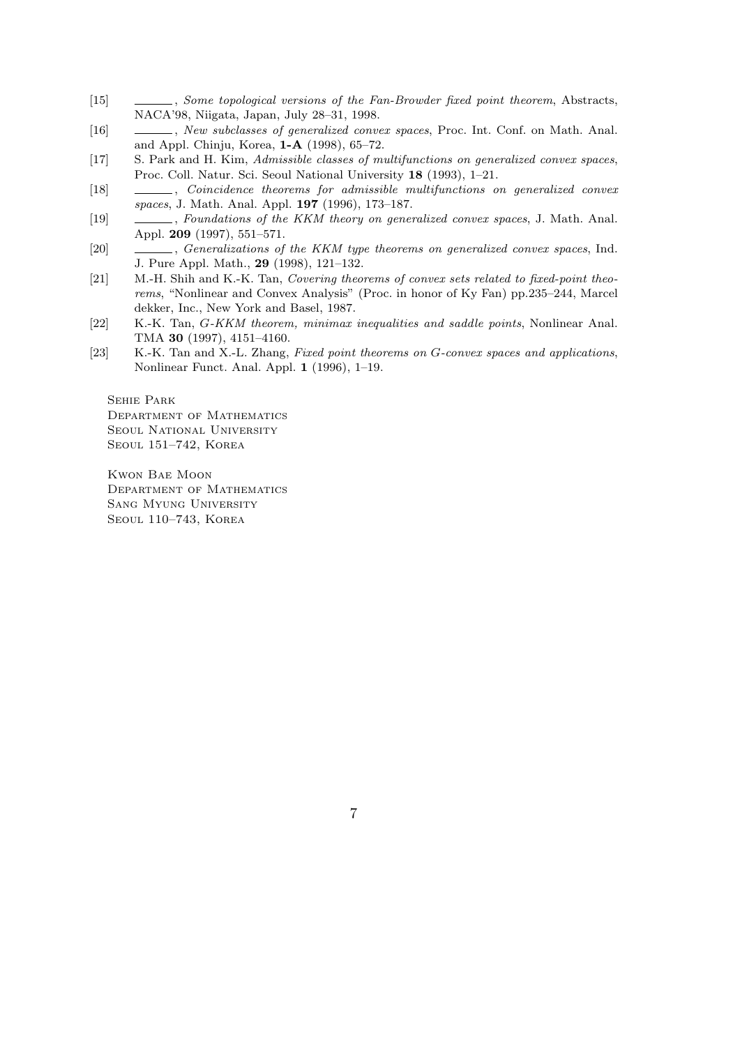[15] ______, *Some topological versions of the Fan-Browder fixed point theorem*, Abstracts, NACA'98, Niigata, Japan, July 28–31, 1998.

[16] ______, *New subclasses of generalized convex spaces*, Proc. Int. Conf. on Math. Anal. and Appl. Chinju, Korea, **1-A** (1998), 65–72.

[17] S. Park and H. Kim, *Admissible classes of multifunctions on generalized convex spaces*, Proc. Coll. Natur. Sci. Seoul National University **18** (1993), 1–21.

[18] ______, *Coincidence theorems for admissible multifunctions on generalized convex spaces*, J. Math. Anal. Appl. **197** (1996), 173–187.

[19] ______, *Foundations of the KKM theory on generalized convex spaces*, J. Math. Anal. Appl. **209** (1997), 551–571.

[20] ______, *Generalizations of the KKM type theorems on generalized convex spaces*, Ind. J. Pure Appl. Math., **29** (1998), 121–132.

[21] M.-H. Shih and K.-K. Tan, *Covering theorems of convex sets related to fixed-point theorems*, "Nonlinear and Convex Analysis" (Proc. in honor of Ky Fan) pp.235–244, Marcel dekker, Inc., New York and Basel, 1987.

[22] K.-K. Tan, *G-KKM theorem, minimax inequalities and saddle points*, Nonlinear Anal. TMA **30** (1997), 4151–4160.

[23] K.-K. Tan and X.-L. Zhang, *Fixed point theorems on G-convex spaces and applications*, Nonlinear Funct. Anal. Appl. **1** (1996), 1–19.

Sehie Park
Department of Mathematics
Seoul National University
Seoul 151–742, Korea

Kwon Bae Moon
Department of Mathematics
Sang Myung University
Seoul 110–743, Korea